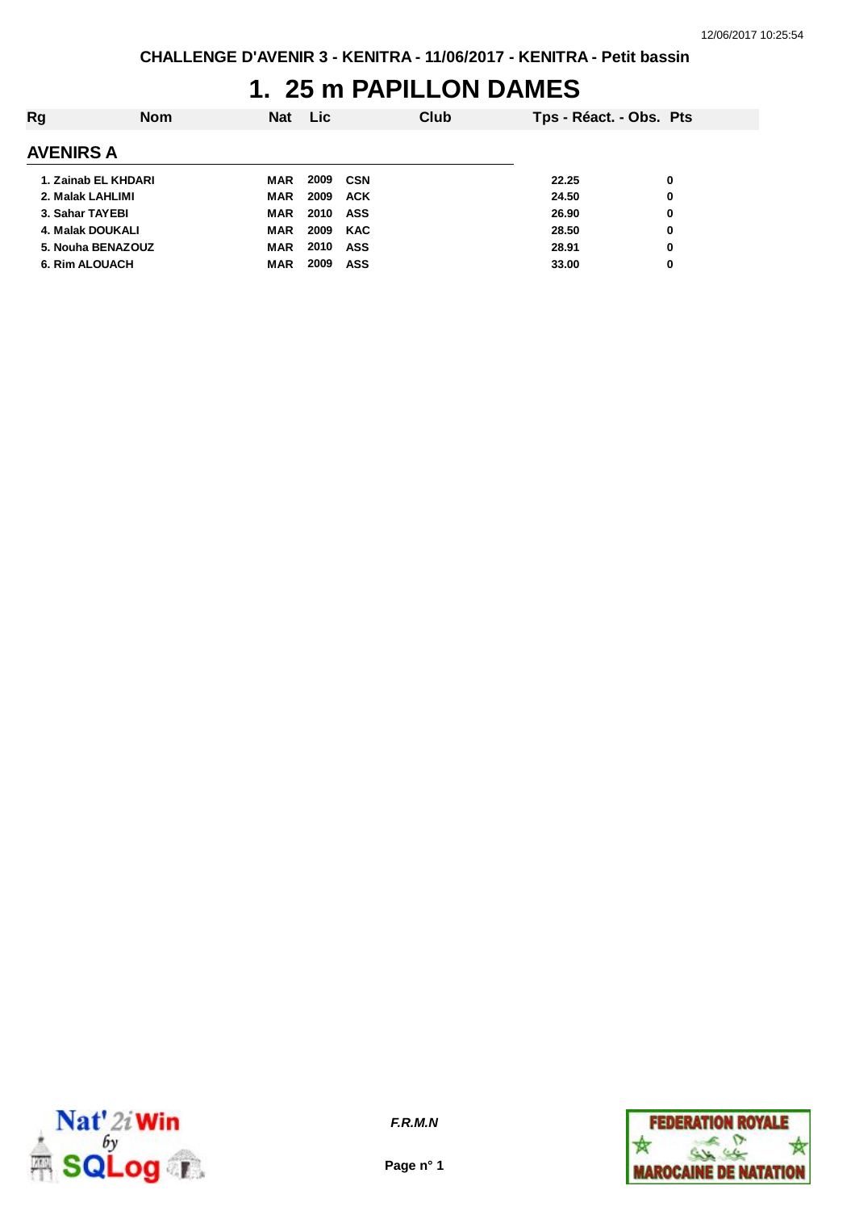CHALLENGE D'AVENIR 3 - KENITRA - 11/06/2017 - KENITRA - Petit bassin

# 1. 25 m PAPILLON DAMES

| Rg | Nom | Nat | Lic | Club | Tps - Réact. - Obs. | Pts |
|---|---|---|---|---|---|---|
| **AVENIRS A** | | | | | | |
| 1. | Zainab EL KHDARI | MAR | 2009 | CSN | 22.25 | 0 |
| 2. | Malak LAHLIMI | MAR | 2009 | ACK | 24.50 | 0 |
| 3. | Sahar TAYEBI | MAR | 2010 | ASS | 26.90 | 0 |
| 4. | Malak DOUKALI | MAR | 2009 | KAC | 28.50 | 0 |
| 5. | Nouha BENAZOUZ | MAR | 2010 | ASS | 28.91 | 0 |
| 6. | Rim ALOUACH | MAR | 2009 | ASS | 33.00 | 0 |

*F.R.M.N*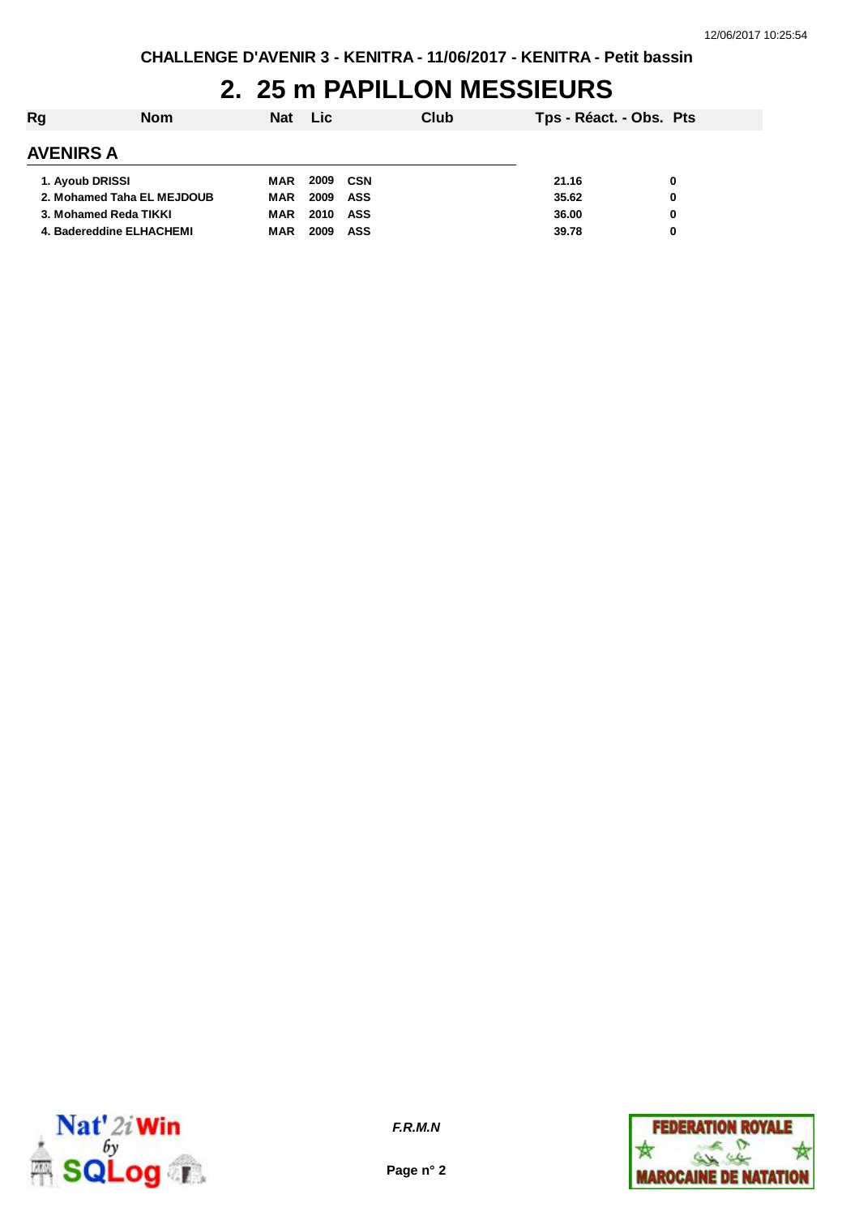CHALLENGE D'AVENIR 3 - KENITRA - 11/06/2017 - KENITRA - Petit bassin

# 2. 25 m PAPILLON MESSIEURS

| Rg | Nom | Nat | Lic | Club | Tps - Réact. - Obs. | Pts |
|---|---|---|---|---|---|---|
| **AVENIRS A** | | | | | | |
| 1. | Ayoub DRISSI | MAR | 2009 | CSN | 21.16 | 0 |
| 2. | Mohamed Taha EL MEJDOUB | MAR | 2009 | ASS | 35.62 | 0 |
| 3. | Mohamed Reda TIKKI | MAR | 2010 | ASS | 36.00 | 0 |
| 4. | Badereddine ELHACHEMI | MAR | 2009 | ASS | 39.78 | 0 |

*F.R.M.N*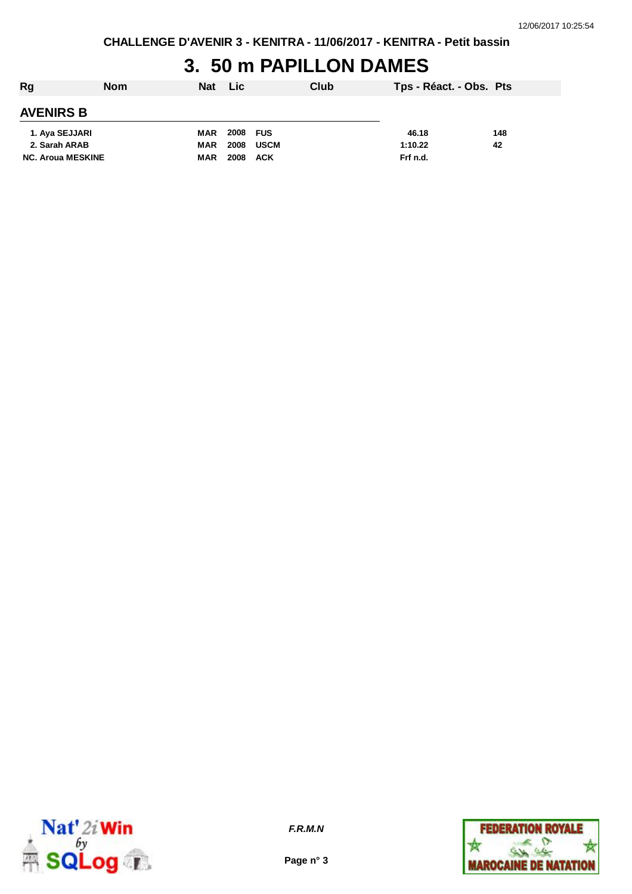CHALLENGE D'AVENIR 3 - KENITRA - 11/06/2017 - KENITRA - Petit bassin

# 3. 50 m PAPILLON DAMES

| Rg | Nom | Nat | Lic | Club | Tps - Réact. - Obs. | Pts |
|---|---|---|---|---|---|---|
| **AVENIRS B** | | | | | | |
| 1. | Aya SEJJARI | MAR | 2008 | FUS | 46.18 | 148 |
| 2. | Sarah ARAB | MAR | 2008 | USCM | 1:10.22 | 42 |
| NC. | Aroua MESKINE | MAR | 2008 | ACK | Frf n.d. | |

F.R.M.N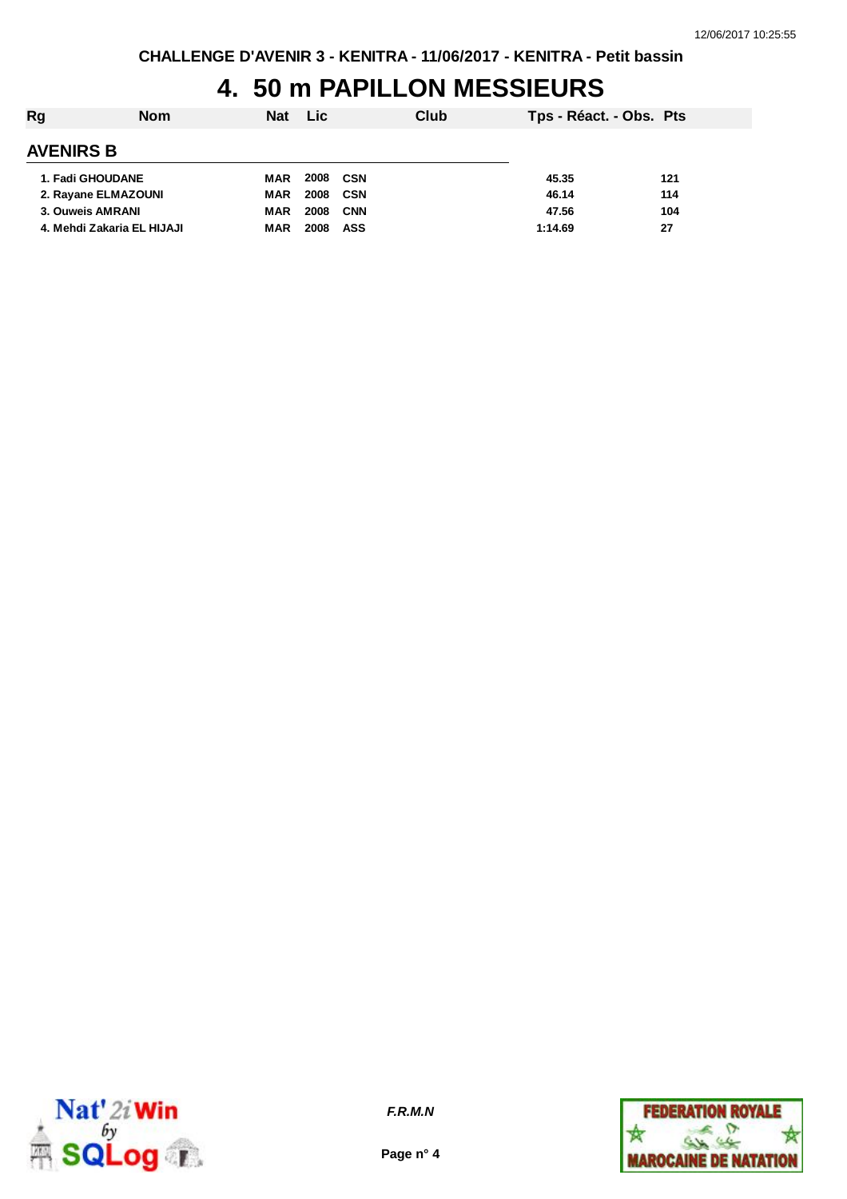CHALLENGE D'AVENIR 3 - KENITRA - 11/06/2017 - KENITRA - Petit bassin

# 4. 50 m PAPILLON MESSIEURS

| Rg | Nom | Nat | Lic | Club | Tps - Réact. - Obs. | Pts |
|---|---|---|---|---|---|---|
| **AVENIRS B** | | | | | | |
| 1. | Fadi GHOUDANE | MAR | 2008 | CSN | 45.35 | 121 |
| 2. | Rayane ELMAZOUNI | MAR | 2008 | CSN | 46.14 | 114 |
| 3. | Ouweis AMRANI | MAR | 2008 | CNN | 47.56 | 104 |
| 4. | Mehdi Zakaria EL HIJAJI | MAR | 2008 | ASS | 1:14.69 | 27 |

*F.R.M.N*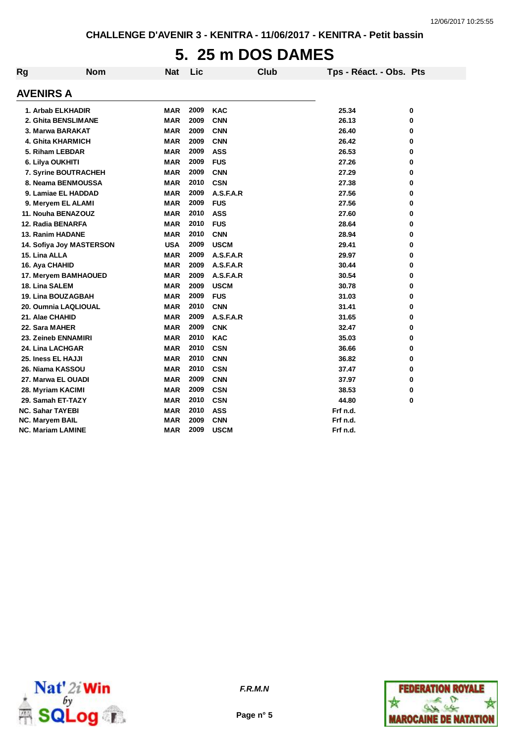CHALLENGE D'AVENIR 3 - KENITRA - 11/06/2017 - KENITRA - Petit bassin

# 5. 25 m DOS DAMES

## AVENIRS A

| Rg | Nom | Nat | Lic | Club | Tps - Réact. - Obs. | Pts |
|---|---|---|---|---|---|---|
| 1. | Arbab ELKHADIR | MAR | 2009 | KAC | 25.34 | 0 |
| 2. | Ghita BENSLIMANE | MAR | 2009 | CNN | 26.13 | 0 |
| 3. | Marwa BARAKAT | MAR | 2009 | CNN | 26.40 | 0 |
| 4. | Ghita KHARMICH | MAR | 2009 | CNN | 26.42 | 0 |
| 5. | Riham LEBDAR | MAR | 2009 | ASS | 26.53 | 0 |
| 6. | Lilya OUKHITI | MAR | 2009 | FUS | 27.26 | 0 |
| 7. | Syrine BOUTRACHEH | MAR | 2009 | CNN | 27.29 | 0 |
| 8. | Neama BENMOUSSA | MAR | 2010 | CSN | 27.38 | 0 |
| 9. | Lamiae EL HADDAD | MAR | 2009 | A.S.F.A.R | 27.56 | 0 |
| 9. | Meryem EL ALAMI | MAR | 2009 | FUS | 27.56 | 0 |
| 11. | Nouha BENAZOUZ | MAR | 2010 | ASS | 27.60 | 0 |
| 12. | Radia BENARFA | MAR | 2010 | FUS | 28.64 | 0 |
| 13. | Ranim HADANE | MAR | 2010 | CNN | 28.94 | 0 |
| 14. | Sofiya Joy MASTERSON | USA | 2009 | USCM | 29.41 | 0 |
| 15. | Lina ALLA | MAR | 2009 | A.S.F.A.R | 29.97 | 0 |
| 16. | Aya CHAHID | MAR | 2009 | A.S.F.A.R | 30.44 | 0 |
| 17. | Meryem BAMHAOUED | MAR | 2009 | A.S.F.A.R | 30.54 | 0 |
| 18. | Lina SALEM | MAR | 2009 | USCM | 30.78 | 0 |
| 19. | Lina BOUZAGBAH | MAR | 2009 | FUS | 31.03 | 0 |
| 20. | Oumnia LAQLIOUAL | MAR | 2010 | CNN | 31.41 | 0 |
| 21. | Alae CHAHID | MAR | 2009 | A.S.F.A.R | 31.65 | 0 |
| 22. | Sara MAHER | MAR | 2009 | CNK | 32.47 | 0 |
| 23. | Zeineb ENNAMIRI | MAR | 2010 | KAC | 35.03 | 0 |
| 24. | Lina LACHGAR | MAR | 2010 | CSN | 36.66 | 0 |
| 25. | Iness EL HAJJI | MAR | 2010 | CNN | 36.82 | 0 |
| 26. | Niama KASSOU | MAR | 2010 | CSN | 37.47 | 0 |
| 27. | Marwa EL OUADI | MAR | 2009 | CNN | 37.97 | 0 |
| 28. | Myriam KACIMI | MAR | 2009 | CSN | 38.53 | 0 |
| 29. | Samah ET-TAZY | MAR | 2010 | CSN | 44.80 | 0 |
| NC. | Sahar TAYEBI | MAR | 2010 | ASS | Frf n.d. | |
| NC. | Maryem BAIL | MAR | 2009 | CNN | Frf n.d. | |
| NC. | Mariam LAMINE | MAR | 2009 | USCM | Frf n.d. | |

*F.R.M.N*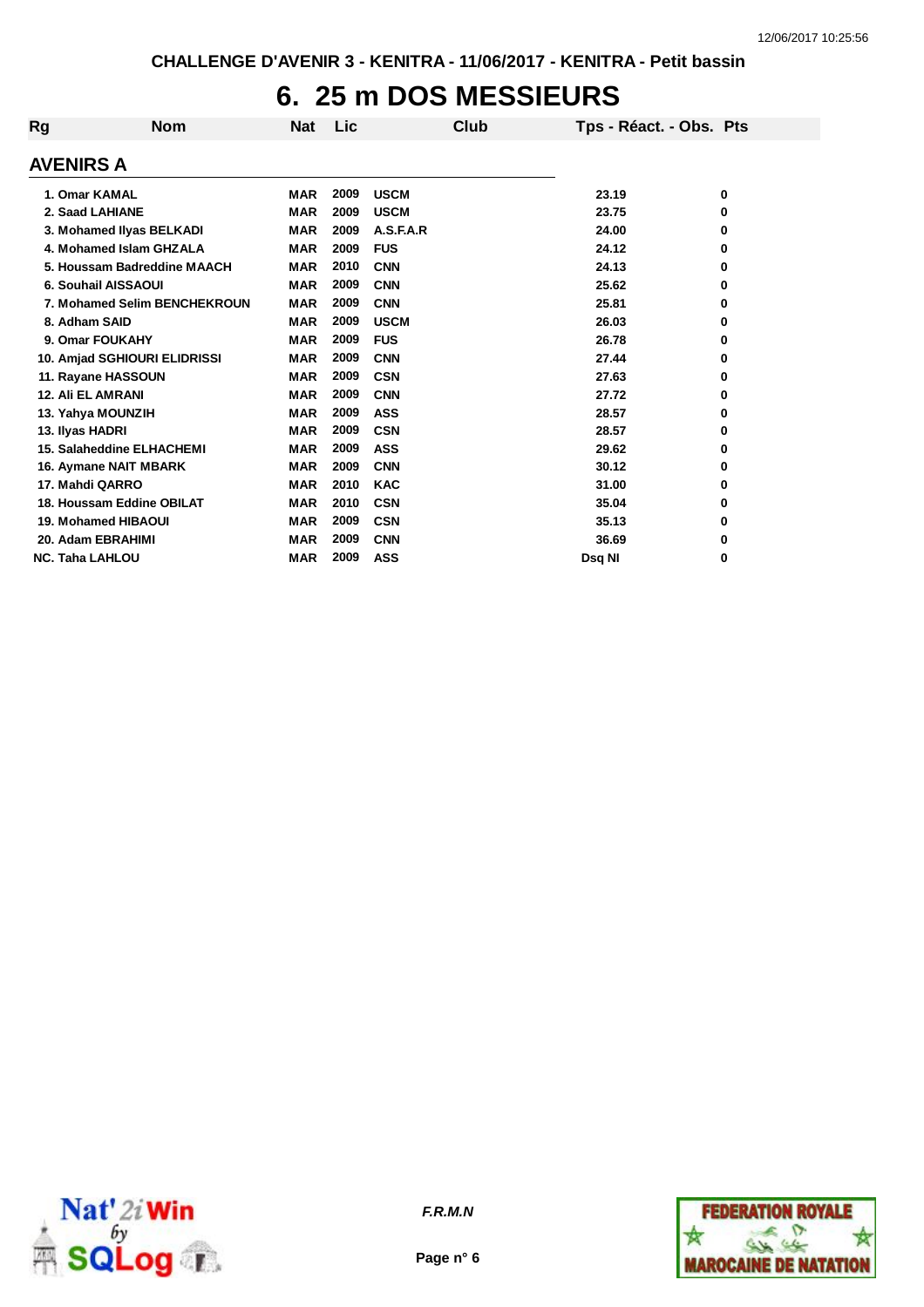CHALLENGE D'AVENIR 3 - KENITRA - 11/06/2017 - KENITRA - Petit bassin

# 6. 25 m DOS MESSIEURS

## AVENIRS A

| Rg | Nom | Nat | Lic | Club | Tps - Réact. - Obs. | Pts |
|---|---|---|---|---|---|---|
| 1. | Omar KAMAL | MAR | 2009 | USCM | 23.19 | 0 |
| 2. | Saad LAHIANE | MAR | 2009 | USCM | 23.75 | 0 |
| 3. | Mohamed Ilyas BELKADI | MAR | 2009 | A.S.F.A.R | 24.00 | 0 |
| 4. | Mohamed Islam GHZALA | MAR | 2009 | FUS | 24.12 | 0 |
| 5. | Houssam Badreddine MAACH | MAR | 2010 | CNN | 24.13 | 0 |
| 6. | Souhail AISSAOUI | MAR | 2009 | CNN | 25.62 | 0 |
| 7. | Mohamed Selim BENCHEKROUN | MAR | 2009 | CNN | 25.81 | 0 |
| 8. | Adham SAID | MAR | 2009 | USCM | 26.03 | 0 |
| 9. | Omar FOUKAHY | MAR | 2009 | FUS | 26.78 | 0 |
| 10. | Amjad SGHIOURI ELIDRISSI | MAR | 2009 | CNN | 27.44 | 0 |
| 11. | Rayane HASSOUN | MAR | 2009 | CSN | 27.63 | 0 |
| 12. | Ali EL AMRANI | MAR | 2009 | CNN | 27.72 | 0 |
| 13. | Yahya MOUNZIH | MAR | 2009 | ASS | 28.57 | 0 |
| 13. | Ilyas HADRI | MAR | 2009 | CSN | 28.57 | 0 |
| 15. | Salaheddine ELHACHEMI | MAR | 2009 | ASS | 29.62 | 0 |
| 16. | Aymane NAIT MBARK | MAR | 2009 | CNN | 30.12 | 0 |
| 17. | Mahdi QARRO | MAR | 2010 | KAC | 31.00 | 0 |
| 18. | Houssam Eddine OBILAT | MAR | 2010 | CSN | 35.04 | 0 |
| 19. | Mohamed HIBAOUI | MAR | 2009 | CSN | 35.13 | 0 |
| 20. | Adam EBRAHIMI | MAR | 2009 | CNN | 36.69 | 0 |
| NC. | Taha LAHLOU | MAR | 2009 | ASS | Dsq NI | 0 |

*F.R.M.N*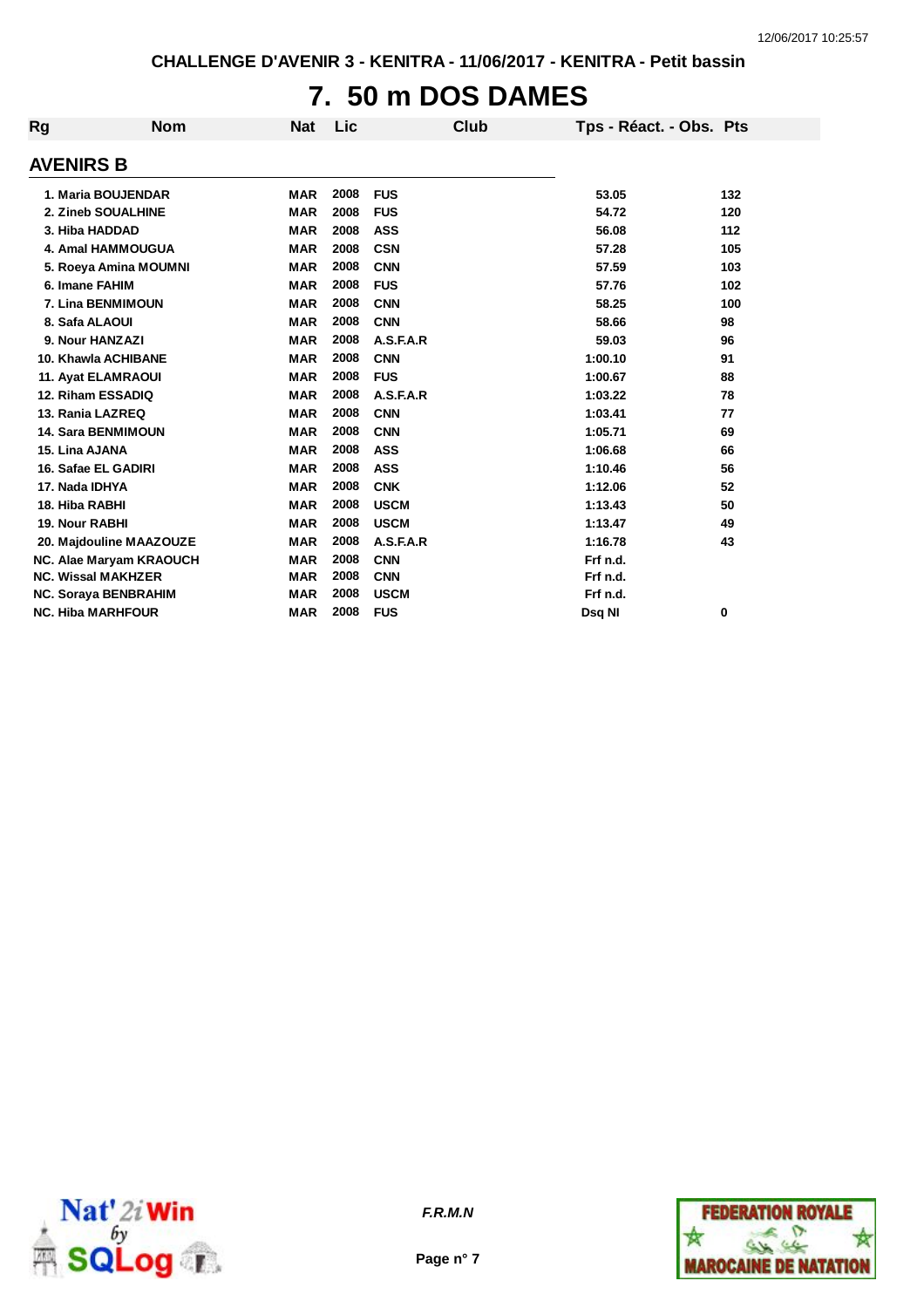CHALLENGE D'AVENIR 3 - KENITRA - 11/06/2017 - KENITRA - Petit bassin

# 7. 50 m DOS DAMES

## AVENIRS B

| Rg | Nom | Nat | Lic | Club | Tps - Réact. - Obs. | Pts |
|---|---|---|---|---|---|---|
| 1. | Maria BOUJENDAR | MAR | 2008 | FUS | 53.05 | 132 |
| 2. | Zineb SOUALHINE | MAR | 2008 | FUS | 54.72 | 120 |
| 3. | Hiba HADDAD | MAR | 2008 | ASS | 56.08 | 112 |
| 4. | Amal HAMMOUGUA | MAR | 2008 | CSN | 57.28 | 105 |
| 5. | Roeya Amina MOUMNI | MAR | 2008 | CNN | 57.59 | 103 |
| 6. | Imane FAHIM | MAR | 2008 | FUS | 57.76 | 102 |
| 7. | Lina BENMIMOUN | MAR | 2008 | CNN | 58.25 | 100 |
| 8. | Safa ALAOUI | MAR | 2008 | CNN | 58.66 | 98 |
| 9. | Nour HANZAZI | MAR | 2008 | A.S.F.A.R | 59.03 | 96 |
| 10. | Khawla ACHIBANE | MAR | 2008 | CNN | 1:00.10 | 91 |
| 11. | Ayat ELAMRAOUI | MAR | 2008 | FUS | 1:00.67 | 88 |
| 12. | Riham ESSADIQ | MAR | 2008 | A.S.F.A.R | 1:03.22 | 78 |
| 13. | Rania LAZREQ | MAR | 2008 | CNN | 1:03.41 | 77 |
| 14. | Sara BENMIMOUN | MAR | 2008 | CNN | 1:05.71 | 69 |
| 15. | Lina AJANA | MAR | 2008 | ASS | 1:06.68 | 66 |
| 16. | Safae EL GADIRI | MAR | 2008 | ASS | 1:10.46 | 56 |
| 17. | Nada IDHYA | MAR | 2008 | CNK | 1:12.06 | 52 |
| 18. | Hiba RABHI | MAR | 2008 | USCM | 1:13.43 | 50 |
| 19. | Nour RABHI | MAR | 2008 | USCM | 1:13.47 | 49 |
| 20. | Majdouline MAAZOUZE | MAR | 2008 | A.S.F.A.R | 1:16.78 | 43 |
| NC. | Alae Maryam KRAOUCH | MAR | 2008 | CNN | Frf n.d. | |
| NC. | Wissal MAKHZER | MAR | 2008 | CNN | Frf n.d. | |
| NC. | Soraya BENBRAHIM | MAR | 2008 | USCM | Frf n.d. | |
| NC. | Hiba MARHFOUR | MAR | 2008 | FUS | Dsq NI | 0 |

F.R.M.N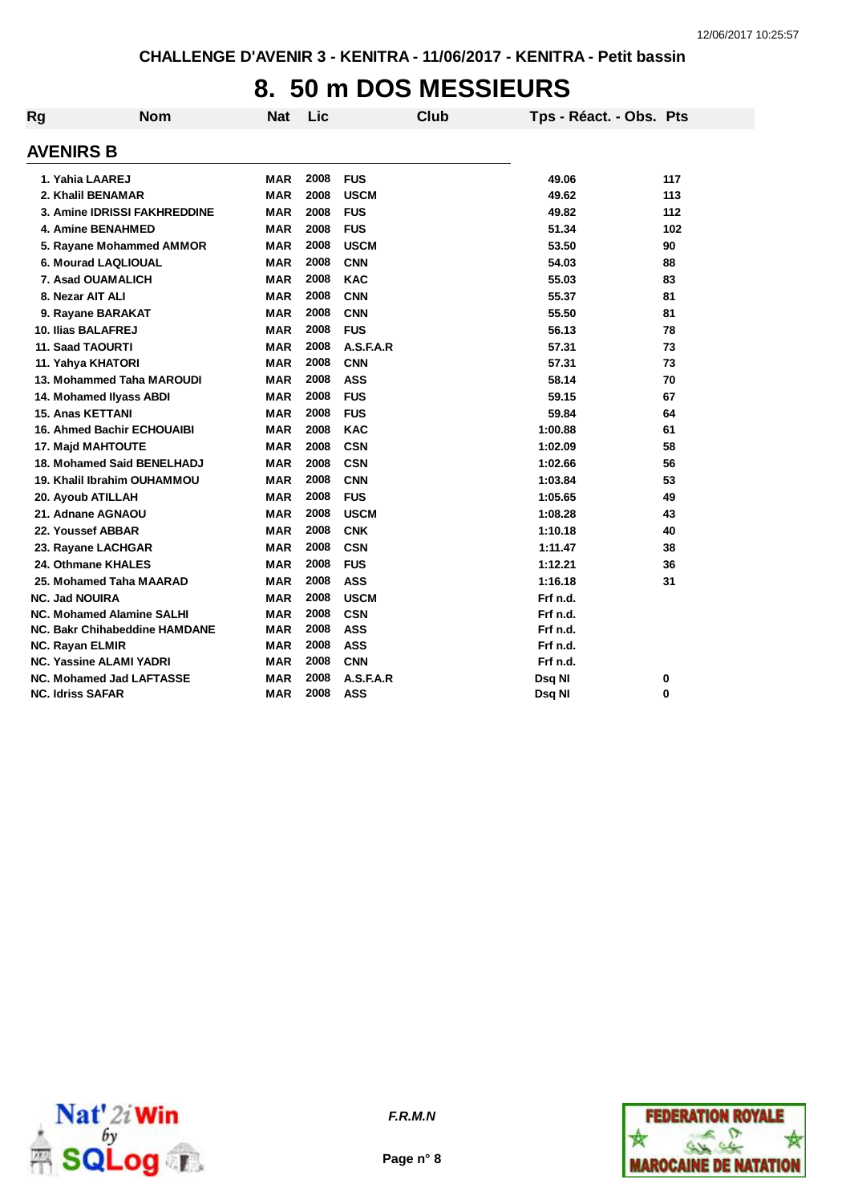CHALLENGE D'AVENIR 3 - KENITRA - 11/06/2017 - KENITRA - Petit bassin

# 8. 50 m DOS MESSIEURS

## AVENIRS B

| Rg | Nom | Nat | Lic | Club | Tps - Réact. - Obs. | Pts |
|---|---|---|---|---|---|---|
| 1. | Yahia LAAREJ | MAR | 2008 | FUS | 49.06 | 117 |
| 2. | Khalil BENAMAR | MAR | 2008 | USCM | 49.62 | 113 |
| 3. | Amine IDRISSI FAKHREDDINE | MAR | 2008 | FUS | 49.82 | 112 |
| 4. | Amine BENAHMED | MAR | 2008 | FUS | 51.34 | 102 |
| 5. | Rayane Mohammed AMMOR | MAR | 2008 | USCM | 53.50 | 90 |
| 6. | Mourad LAQLIOUAL | MAR | 2008 | CNN | 54.03 | 88 |
| 7. | Asad OUAMALICH | MAR | 2008 | KAC | 55.03 | 83 |
| 8. | Nezar AIT ALI | MAR | 2008 | CNN | 55.37 | 81 |
| 9. | Rayane BARAKAT | MAR | 2008 | CNN | 55.50 | 81 |
| 10. | Ilias BALAFREJ | MAR | 2008 | FUS | 56.13 | 78 |
| 11. | Saad TAOURTI | MAR | 2008 | A.S.F.A.R | 57.31 | 73 |
| 11. | Yahya KHATORI | MAR | 2008 | CNN | 57.31 | 73 |
| 13. | Mohammed Taha MAROUDI | MAR | 2008 | ASS | 58.14 | 70 |
| 14. | Mohamed Ilyass ABDI | MAR | 2008 | FUS | 59.15 | 67 |
| 15. | Anas KETTANI | MAR | 2008 | FUS | 59.84 | 64 |
| 16. | Ahmed Bachir ECHOUAIBI | MAR | 2008 | KAC | 1:00.88 | 61 |
| 17. | Majd MAHTOUTE | MAR | 2008 | CSN | 1:02.09 | 58 |
| 18. | Mohamed Said BENELHADJ | MAR | 2008 | CSN | 1:02.66 | 56 |
| 19. | Khalil Ibrahim OUHAMMOU | MAR | 2008 | CNN | 1:03.84 | 53 |
| 20. | Ayoub ATILLAH | MAR | 2008 | FUS | 1:05.65 | 49 |
| 21. | Adnane AGNAOU | MAR | 2008 | USCM | 1:08.28 | 43 |
| 22. | Youssef ABBAR | MAR | 2008 | CNK | 1:10.18 | 40 |
| 23. | Rayane LACHGAR | MAR | 2008 | CSN | 1:11.47 | 38 |
| 24. | Othmane KHALES | MAR | 2008 | FUS | 1:12.21 | 36 |
| 25. | Mohamed Taha MAARAD | MAR | 2008 | ASS | 1:16.18 | 31 |
| NC. | Jad NOUIRA | MAR | 2008 | USCM | Frf n.d. | |
| NC. | Mohamed Alamine SALHI | MAR | 2008 | CSN | Frf n.d. | |
| NC. | Bakr Chihabeddine HAMDANE | MAR | 2008 | ASS | Frf n.d. | |
| NC. | Rayan ELMIR | MAR | 2008 | ASS | Frf n.d. | |
| NC. | Yassine ALAMI YADRI | MAR | 2008 | CNN | Frf n.d. | |
| NC. | Mohamed Jad LAFTASSE | MAR | 2008 | A.S.F.A.R | Dsq NI | 0 |
| NC. | Idriss SAFAR | MAR | 2008 | ASS | Dsq NI | 0 |

*F.R.M.N*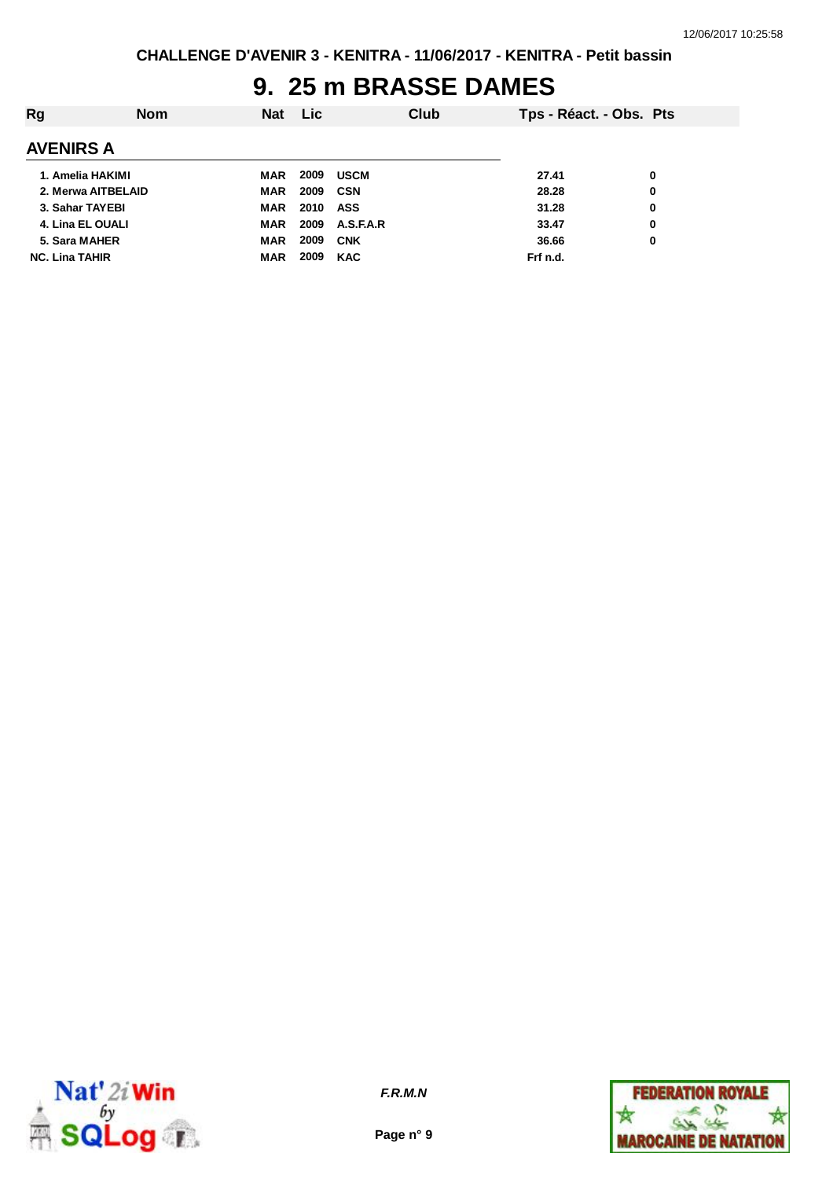CHALLENGE D'AVENIR 3 - KENITRA - 11/06/2017 - KENITRA - Petit bassin

# 9. 25 m BRASSE DAMES

| Rg | Nom | Nat | Lic | Club | Tps - Réact. - Obs. | Pts |
|---|---|---|---|---|---|---|
| **AVENIRS A** | | | | | | |
| 1. | Amelia HAKIMI | MAR | 2009 | USCM | 27.41 | 0 |
| 2. | Merwa AITBELAID | MAR | 2009 | CSN | 28.28 | 0 |
| 3. | Sahar TAYEBI | MAR | 2010 | ASS | 31.28 | 0 |
| 4. | Lina EL OUALI | MAR | 2009 | A.S.F.A.R | 33.47 | 0 |
| 5. | Sara MAHER | MAR | 2009 | CNK | 36.66 | 0 |
| NC. | Lina TAHIR | MAR | 2009 | KAC | Frf n.d. | |

*F.R.M.N*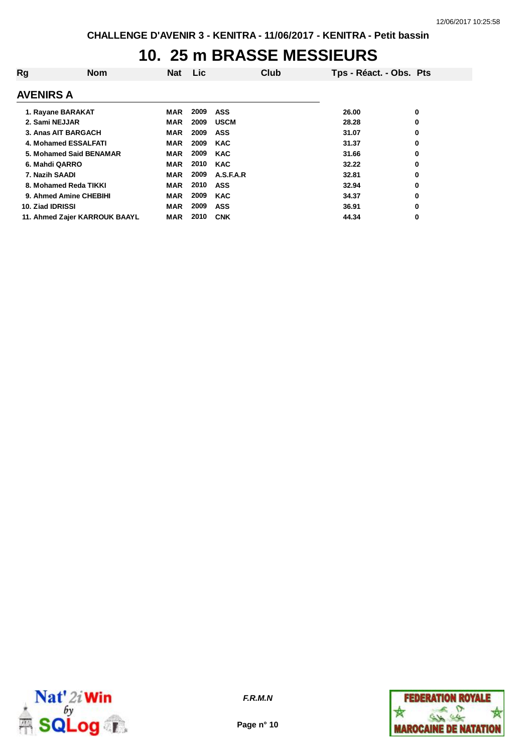# 10. 25 m BRASSE MESSIEURS

## AVENIRS A

| Rg | Nom | Nat | Lic | Club | Tps - Réact. - Obs. | Pts |
|---|---|---|---|---|---|---|
| 1. | Rayane BARAKAT | MAR | 2009 | ASS | 26.00 | 0 |
| 2. | Sami NEJJAR | MAR | 2009 | USCM | 28.28 | 0 |
| 3. | Anas AIT BARGACH | MAR | 2009 | ASS | 31.07 | 0 |
| 4. | Mohamed ESSALFATI | MAR | 2009 | KAC | 31.37 | 0 |
| 5. | Mohamed Said BENAMAR | MAR | 2009 | KAC | 31.66 | 0 |
| 6. | Mahdi QARRO | MAR | 2010 | KAC | 32.22 | 0 |
| 7. | Nazih SAADI | MAR | 2009 | A.S.F.A.R | 32.81 | 0 |
| 8. | Mohamed Reda TIKKI | MAR | 2010 | ASS | 32.94 | 0 |
| 9. | Ahmed Amine CHEBIHI | MAR | 2009 | KAC | 34.37 | 0 |
| 10. | Ziad IDRISSI | MAR | 2009 | ASS | 36.91 | 0 |
| 11. | Ahmed Zajer KARROUK BAAYL | MAR | 2010 | CNK | 44.34 | 0 |

*F.R.M.N*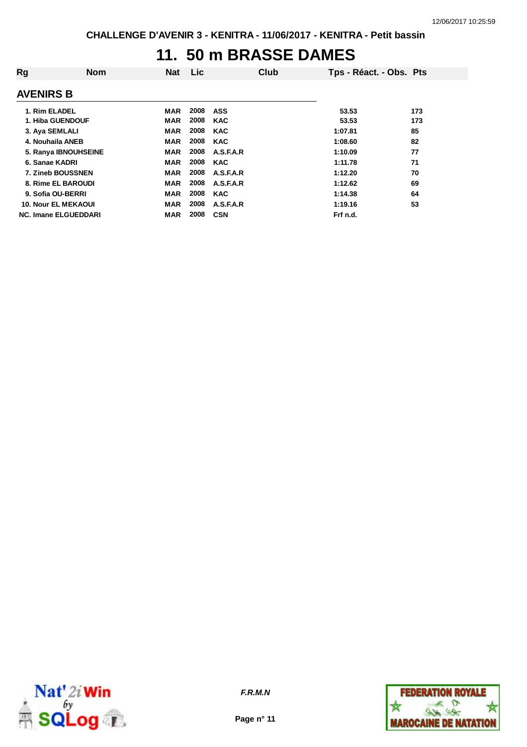CHALLENGE D'AVENIR 3 - KENITRA - 11/06/2017 - KENITRA - Petit bassin

# 11. 50 m BRASSE DAMES

| Rg | Nom | Nat | Lic | Club | Tps - Réact. - Obs. | Pts |
|---|---|---|---|---|---|---|
| **AVENIRS B** | | | | | | |
| 1. | Rim ELADEL | MAR | 2008 | ASS | 53.53 | 173 |
| 1. | Hiba GUENDOUF | MAR | 2008 | KAC | 53.53 | 173 |
| 3. | Aya SEMLALI | MAR | 2008 | KAC | 1:07.81 | 85 |
| 4. | Nouhaila ANEB | MAR | 2008 | KAC | 1:08.60 | 82 |
| 5. | Ranya IBNOUHSEINE | MAR | 2008 | A.S.F.A.R | 1:10.09 | 77 |
| 6. | Sanae KADRI | MAR | 2008 | KAC | 1:11.78 | 71 |
| 7. | Zineb BOUSSNEN | MAR | 2008 | A.S.F.A.R | 1:12.20 | 70 |
| 8. | Rime EL BAROUDI | MAR | 2008 | A.S.F.A.R | 1:12.62 | 69 |
| 9. | Sofia OU-BERRI | MAR | 2008 | KAC | 1:14.38 | 64 |
| 10. | Nour EL MEKAOUI | MAR | 2008 | A.S.F.A.R | 1:19.16 | 53 |
| NC. | Imane ELGUEDDARI | MAR | 2008 | CSN | Frf n.d. | |

*F.R.M.N*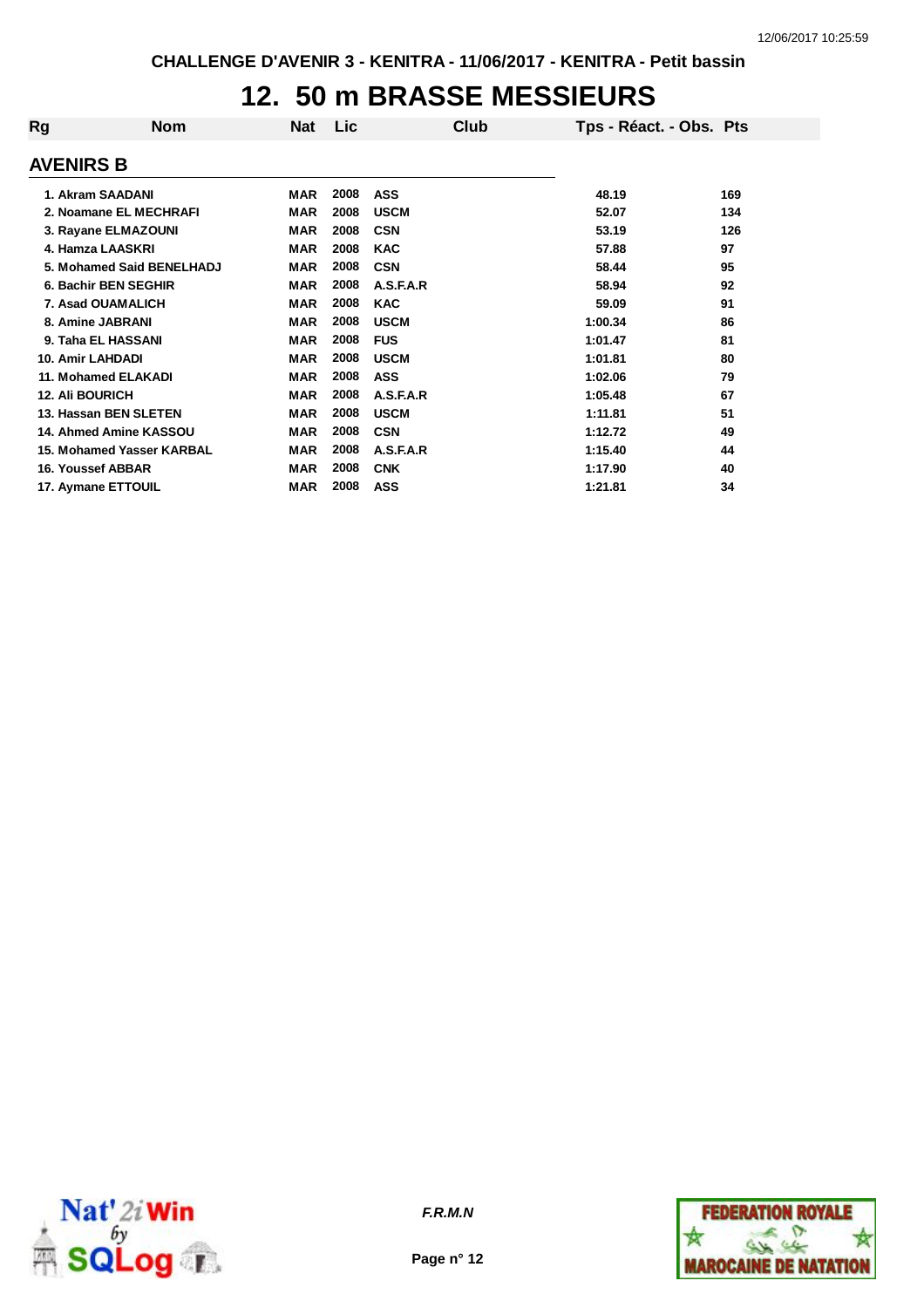CHALLENGE D'AVENIR 3 - KENITRA - 11/06/2017 - KENITRA - Petit bassin

# 12. 50 m BRASSE MESSIEURS

## AVENIRS B

| Rg | Nom | Nat | Lic | Club | Tps - Réact. - Obs. | Pts |
|---|---|---|---|---|---|---|
| 1. | Akram SAADANI | MAR | 2008 | ASS | 48.19 | 169 |
| 2. | Noamane EL MECHRAFI | MAR | 2008 | USCM | 52.07 | 134 |
| 3. | Rayane ELMAZOUNI | MAR | 2008 | CSN | 53.19 | 126 |
| 4. | Hamza LAASKRI | MAR | 2008 | KAC | 57.88 | 97 |
| 5. | Mohamed Said BENELHADJ | MAR | 2008 | CSN | 58.44 | 95 |
| 6. | Bachir BEN SEGHIR | MAR | 2008 | A.S.F.A.R | 58.94 | 92 |
| 7. | Asad OUAMALICH | MAR | 2008 | KAC | 59.09 | 91 |
| 8. | Amine JABRANI | MAR | 2008 | USCM | 1:00.34 | 86 |
| 9. | Taha EL HASSANI | MAR | 2008 | FUS | 1:01.47 | 81 |
| 10. | Amir LAHDADI | MAR | 2008 | USCM | 1:01.81 | 80 |
| 11. | Mohamed ELAKADI | MAR | 2008 | ASS | 1:02.06 | 79 |
| 12. | Ali BOURICH | MAR | 2008 | A.S.F.A.R | 1:05.48 | 67 |
| 13. | Hassan BEN SLETEN | MAR | 2008 | USCM | 1:11.81 | 51 |
| 14. | Ahmed Amine KASSOU | MAR | 2008 | CSN | 1:12.72 | 49 |
| 15. | Mohamed Yasser KARBAL | MAR | 2008 | A.S.F.A.R | 1:15.40 | 44 |
| 16. | Youssef ABBAR | MAR | 2008 | CNK | 1:17.90 | 40 |
| 17. | Aymane ETTOUIL | MAR | 2008 | ASS | 1:21.81 | 34 |

*F.R.M.N*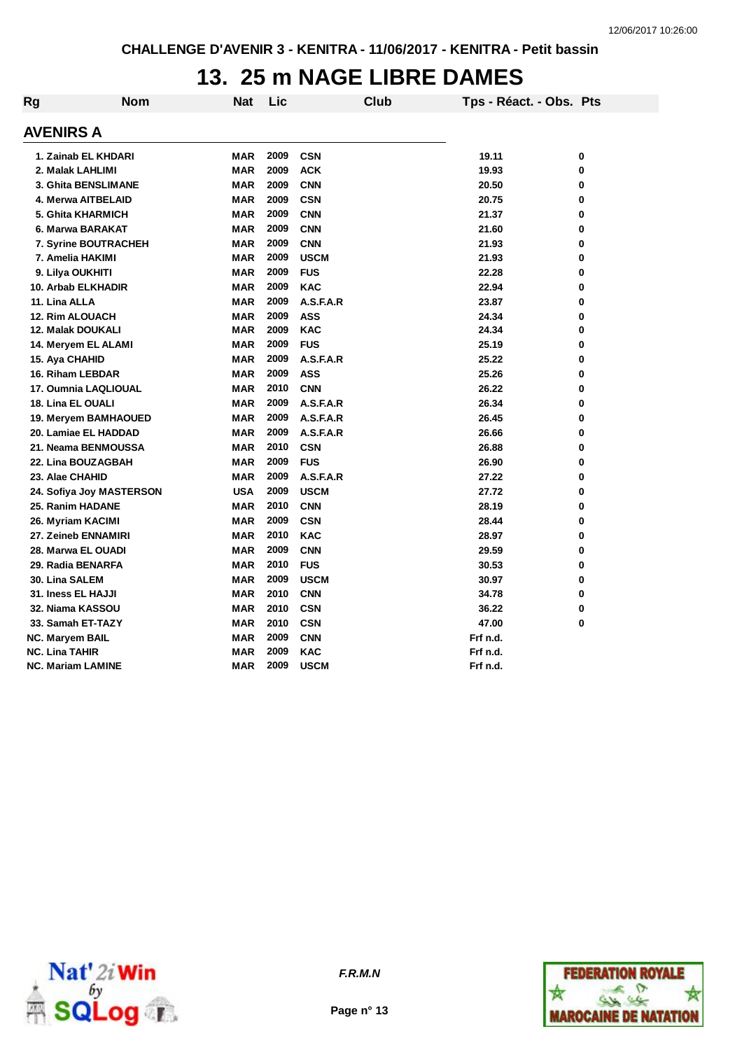CHALLENGE D'AVENIR 3 - KENITRA - 11/06/2017 - KENITRA - Petit bassin

# 13. 25 m NAGE LIBRE DAMES

## AVENIRS A

| Rg | Nom | Nat | Lic | Club | Tps - Réact. - Obs. | Pts |
|---|---|---|---|---|---|---|
| 1. | Zainab EL KHDARI | MAR | 2009 | CSN | 19.11 | 0 |
| 2. | Malak LAHLIMI | MAR | 2009 | ACK | 19.93 | 0 |
| 3. | Ghita BENSLIMANE | MAR | 2009 | CNN | 20.50 | 0 |
| 4. | Merwa AITBELAID | MAR | 2009 | CSN | 20.75 | 0 |
| 5. | Ghita KHARMICH | MAR | 2009 | CNN | 21.37 | 0 |
| 6. | Marwa BARAKAT | MAR | 2009 | CNN | 21.60 | 0 |
| 7. | Syrine BOUTRACHEH | MAR | 2009 | CNN | 21.93 | 0 |
| 7. | Amelia HAKIMI | MAR | 2009 | USCM | 21.93 | 0 |
| 9. | Lilya OUKHITI | MAR | 2009 | FUS | 22.28 | 0 |
| 10. | Arbab ELKHADIR | MAR | 2009 | KAC | 22.94 | 0 |
| 11. | Lina ALLA | MAR | 2009 | A.S.F.A.R | 23.87 | 0 |
| 12. | Rim ALOUACH | MAR | 2009 | ASS | 24.34 | 0 |
| 12. | Malak DOUKALI | MAR | 2009 | KAC | 24.34 | 0 |
| 14. | Meryem EL ALAMI | MAR | 2009 | FUS | 25.19 | 0 |
| 15. | Aya CHAHID | MAR | 2009 | A.S.F.A.R | 25.22 | 0 |
| 16. | Riham LEBDAR | MAR | 2009 | ASS | 25.26 | 0 |
| 17. | Oumnia LAQLIOUAL | MAR | 2010 | CNN | 26.22 | 0 |
| 18. | Lina EL OUALI | MAR | 2009 | A.S.F.A.R | 26.34 | 0 |
| 19. | Meryem BAMHAOUED | MAR | 2009 | A.S.F.A.R | 26.45 | 0 |
| 20. | Lamiae EL HADDAD | MAR | 2009 | A.S.F.A.R | 26.66 | 0 |
| 21. | Neama BENMOUSSA | MAR | 2010 | CSN | 26.88 | 0 |
| 22. | Lina BOUZAGBAH | MAR | 2009 | FUS | 26.90 | 0 |
| 23. | Alae CHAHID | MAR | 2009 | A.S.F.A.R | 27.22 | 0 |
| 24. | Sofiya Joy MASTERSON | USA | 2009 | USCM | 27.72 | 0 |
| 25. | Ranim HADANE | MAR | 2010 | CNN | 28.19 | 0 |
| 26. | Myriam KACIMI | MAR | 2009 | CSN | 28.44 | 0 |
| 27. | Zeineb ENNAMIRI | MAR | 2010 | KAC | 28.97 | 0 |
| 28. | Marwa EL OUADI | MAR | 2009 | CNN | 29.59 | 0 |
| 29. | Radia BENARFA | MAR | 2010 | FUS | 30.53 | 0 |
| 30. | Lina SALEM | MAR | 2009 | USCM | 30.97 | 0 |
| 31. | Iness EL HAJJI | MAR | 2010 | CNN | 34.78 | 0 |
| 32. | Niama KASSOU | MAR | 2010 | CSN | 36.22 | 0 |
| 33. | Samah ET-TAZY | MAR | 2010 | CSN | 47.00 | 0 |
| NC. | Maryem BAIL | MAR | 2009 | CNN | Frf n.d. | |
| NC. | Lina TAHIR | MAR | 2009 | KAC | Frf n.d. | |
| NC. | Mariam LAMINE | MAR | 2009 | USCM | Frf n.d. | |

*F.R.M.N*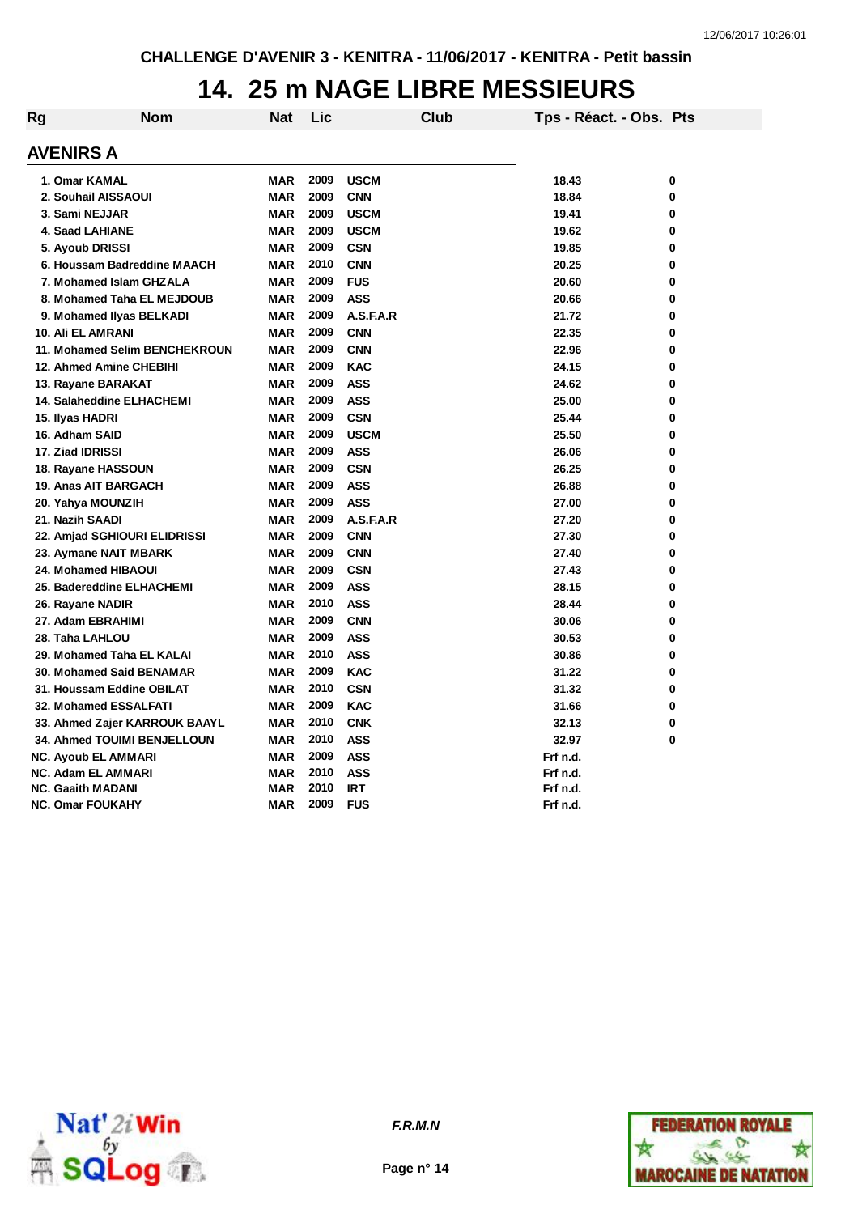CHALLENGE D'AVENIR 3 - KENITRA - 11/06/2017 - KENITRA - Petit bassin

# 14. 25 m NAGE LIBRE MESSIEURS

## AVENIRS A

| Rg | Nom | Nat | Lic | Club | Tps - Réact. - Obs. | Pts |
|---|---|---|---|---|---|---|
| 1. | Omar KAMAL | MAR | 2009 | USCM | 18.43 | 0 |
| 2. | Souhail AISSAOUI | MAR | 2009 | CNN | 18.84 | 0 |
| 3. | Sami NEJJAR | MAR | 2009 | USCM | 19.41 | 0 |
| 4. | Saad LAHIANE | MAR | 2009 | USCM | 19.62 | 0 |
| 5. | Ayoub DRISSI | MAR | 2009 | CSN | 19.85 | 0 |
| 6. | Houssam Badreddine MAACH | MAR | 2010 | CNN | 20.25 | 0 |
| 7. | Mohamed Islam GHZALA | MAR | 2009 | FUS | 20.60 | 0 |
| 8. | Mohamed Taha EL MEJDOUB | MAR | 2009 | ASS | 20.66 | 0 |
| 9. | Mohamed Ilyas BELKADI | MAR | 2009 | A.S.F.A.R | 21.72 | 0 |
| 10. | Ali EL AMRANI | MAR | 2009 | CNN | 22.35 | 0 |
| 11. | Mohamed Selim BENCHEKROUN | MAR | 2009 | CNN | 22.96 | 0 |
| 12. | Ahmed Amine CHEBIHI | MAR | 2009 | KAC | 24.15 | 0 |
| 13. | Rayane BARAKAT | MAR | 2009 | ASS | 24.62 | 0 |
| 14. | Salaheddine ELHACHEMI | MAR | 2009 | ASS | 25.00 | 0 |
| 15. | Ilyas HADRI | MAR | 2009 | CSN | 25.44 | 0 |
| 16. | Adham SAID | MAR | 2009 | USCM | 25.50 | 0 |
| 17. | Ziad IDRISSI | MAR | 2009 | ASS | 26.06 | 0 |
| 18. | Rayane HASSOUN | MAR | 2009 | CSN | 26.25 | 0 |
| 19. | Anas AIT BARGACH | MAR | 2009 | ASS | 26.88 | 0 |
| 20. | Yahya MOUNZIH | MAR | 2009 | ASS | 27.00 | 0 |
| 21. | Nazih SAADI | MAR | 2009 | A.S.F.A.R | 27.20 | 0 |
| 22. | Amjad SGHIOURI ELIDRISSI | MAR | 2009 | CNN | 27.30 | 0 |
| 23. | Aymane NAIT MBARK | MAR | 2009 | CNN | 27.40 | 0 |
| 24. | Mohamed HIBAOUI | MAR | 2009 | CSN | 27.43 | 0 |
| 25. | Badereddine ELHACHEMI | MAR | 2009 | ASS | 28.15 | 0 |
| 26. | Rayane NADIR | MAR | 2010 | ASS | 28.44 | 0 |
| 27. | Adam EBRAHIMI | MAR | 2009 | CNN | 30.06 | 0 |
| 28. | Taha LAHLOU | MAR | 2009 | ASS | 30.53 | 0 |
| 29. | Mohamed Taha EL KALAI | MAR | 2010 | ASS | 30.86 | 0 |
| 30. | Mohamed Said BENAMAR | MAR | 2009 | KAC | 31.22 | 0 |
| 31. | Houssam Eddine OBILAT | MAR | 2010 | CSN | 31.32 | 0 |
| 32. | Mohamed ESSALFATI | MAR | 2009 | KAC | 31.66 | 0 |
| 33. | Ahmed Zajer KARROUK BAAYL | MAR | 2010 | CNK | 32.13 | 0 |
| 34. | Ahmed TOUIMI BENJELLOUN | MAR | 2010 | ASS | 32.97 | 0 |
| NC. | Ayoub EL AMMARI | MAR | 2009 | ASS | Frf n.d. | |
| NC. | Adam EL AMMARI | MAR | 2010 | ASS | Frf n.d. | |
| NC. | Gaaith MADANI | MAR | 2010 | IRT | Frf n.d. | |
| NC. | Omar FOUKAHY | MAR | 2009 | FUS | Frf n.d. | |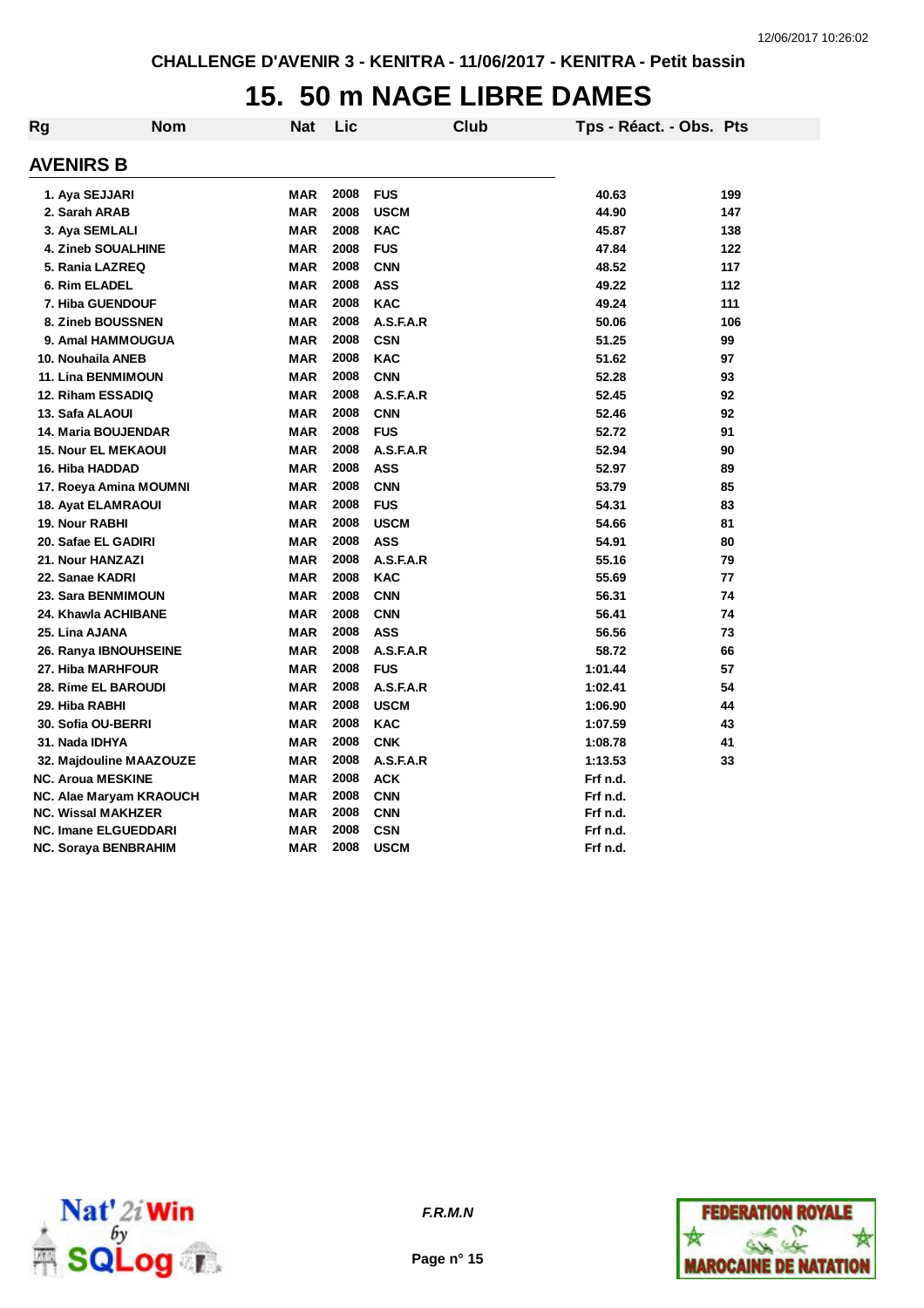CHALLENGE D'AVENIR 3 - KENITRA - 11/06/2017 - KENITRA - Petit bassin

# 15. 50 m NAGE LIBRE DAMES

## AVENIRS B

| Rg | Nom | Nat | Lic | Club | Tps - Réact. - Obs. | Pts |
|---|---|---|---|---|---|---|
| 1. | Aya SEJJARI | MAR | 2008 | FUS | 40.63 | 199 |
| 2. | Sarah ARAB | MAR | 2008 | USCM | 44.90 | 147 |
| 3. | Aya SEMLALI | MAR | 2008 | KAC | 45.87 | 138 |
| 4. | Zineb SOUALHINE | MAR | 2008 | FUS | 47.84 | 122 |
| 5. | Rania LAZREQ | MAR | 2008 | CNN | 48.52 | 117 |
| 6. | Rim ELADEL | MAR | 2008 | ASS | 49.22 | 112 |
| 7. | Hiba GUENDOUF | MAR | 2008 | KAC | 49.24 | 111 |
| 8. | Zineb BOUSSNEN | MAR | 2008 | A.S.F.A.R | 50.06 | 106 |
| 9. | Amal HAMMOUGUA | MAR | 2008 | CSN | 51.25 | 99 |
| 10. | Nouhaila ANEB | MAR | 2008 | KAC | 51.62 | 97 |
| 11. | Lina BENMIMOUN | MAR | 2008 | CNN | 52.28 | 93 |
| 12. | Riham ESSADIQ | MAR | 2008 | A.S.F.A.R | 52.45 | 92 |
| 13. | Safa ALAOUI | MAR | 2008 | CNN | 52.46 | 92 |
| 14. | Maria BOUJENDAR | MAR | 2008 | FUS | 52.72 | 91 |
| 15. | Nour EL MEKAOUI | MAR | 2008 | A.S.F.A.R | 52.94 | 90 |
| 16. | Hiba HADDAD | MAR | 2008 | ASS | 52.97 | 89 |
| 17. | Roeya Amina MOUMNI | MAR | 2008 | CNN | 53.79 | 85 |
| 18. | Ayat ELAMRAOUI | MAR | 2008 | FUS | 54.31 | 83 |
| 19. | Nour RABHI | MAR | 2008 | USCM | 54.66 | 81 |
| 20. | Safae EL GADIRI | MAR | 2008 | ASS | 54.91 | 80 |
| 21. | Nour HANZAZI | MAR | 2008 | A.S.F.A.R | 55.16 | 79 |
| 22. | Sanae KADRI | MAR | 2008 | KAC | 55.69 | 77 |
| 23. | Sara BENMIMOUN | MAR | 2008 | CNN | 56.31 | 74 |
| 24. | Khawla ACHIBANE | MAR | 2008 | CNN | 56.41 | 74 |
| 25. | Lina AJANA | MAR | 2008 | ASS | 56.56 | 73 |
| 26. | Ranya IBNOUHSEINE | MAR | 2008 | A.S.F.A.R | 58.72 | 66 |
| 27. | Hiba MARHFOUR | MAR | 2008 | FUS | 1:01.44 | 57 |
| 28. | Rime EL BAROUDI | MAR | 2008 | A.S.F.A.R | 1:02.41 | 54 |
| 29. | Hiba RABHI | MAR | 2008 | USCM | 1:06.90 | 44 |
| 30. | Sofia OU-BERRI | MAR | 2008 | KAC | 1:07.59 | 43 |
| 31. | Nada IDHYA | MAR | 2008 | CNK | 1:08.78 | 41 |
| 32. | Majdouline MAAZOUZE | MAR | 2008 | A.S.F.A.R | 1:13.53 | 33 |
| NC. | Aroua MESKINE | MAR | 2008 | ACK | Frf n.d. | |
| NC. | Alae Maryam KRAOUCH | MAR | 2008 | CNN | Frf n.d. | |
| NC. | Wissal MAKHZER | MAR | 2008 | CNN | Frf n.d. | |
| NC. | Imane ELGUEDDARI | MAR | 2008 | CSN | Frf n.d. | |
| NC. | Soraya BENBRAHIM | MAR | 2008 | USCM | Frf n.d. | |

*F.R.M.N*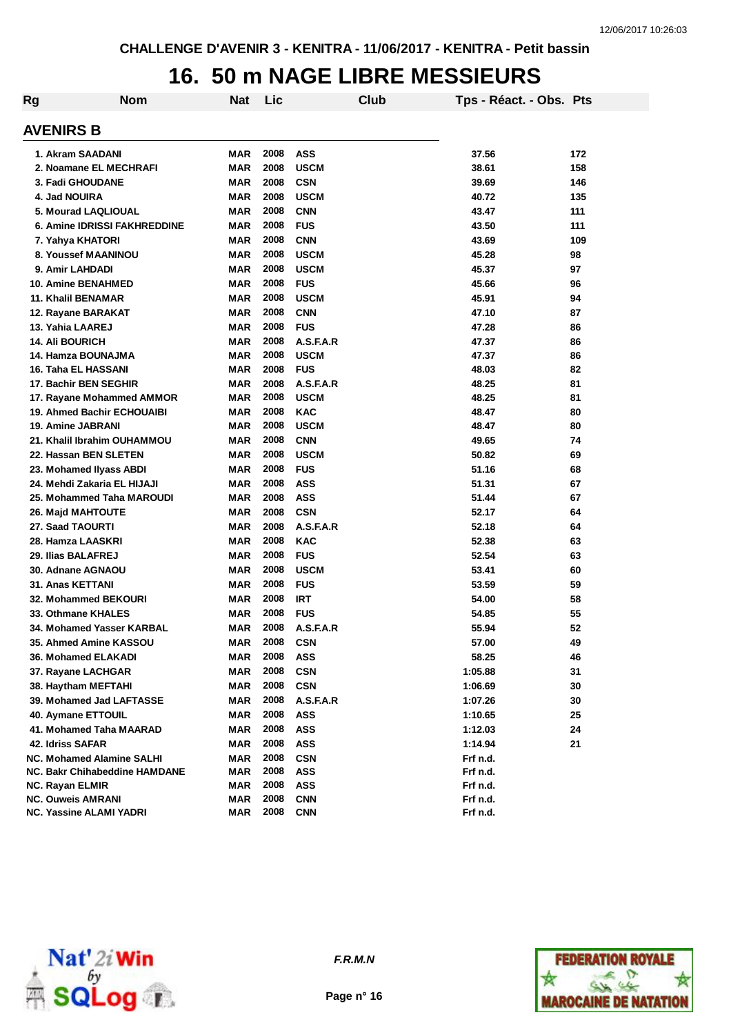CHALLENGE D'AVENIR 3 - KENITRA - 11/06/2017 - KENITRA - Petit bassin

# 16. 50 m NAGE LIBRE MESSIEURS

## AVENIRS B

| Rg | Nom | Nat | Lic | Club | Tps - Réact. - Obs. | Pts |
|---|---|---|---|---|---|---|
| 1. | Akram SAADANI | MAR | 2008 | ASS | 37.56 | 172 |
| 2. | Noamane EL MECHRAFI | MAR | 2008 | USCM | 38.61 | 158 |
| 3. | Fadi GHOUDANE | MAR | 2008 | CSN | 39.69 | 146 |
| 4. | Jad NOUIRA | MAR | 2008 | USCM | 40.72 | 135 |
| 5. | Mourad LAQLIOUAL | MAR | 2008 | CNN | 43.47 | 111 |
| 6. | Amine IDRISSI FAKHREDDINE | MAR | 2008 | FUS | 43.50 | 111 |
| 7. | Yahya KHATORI | MAR | 2008 | CNN | 43.69 | 109 |
| 8. | Youssef MAANINOU | MAR | 2008 | USCM | 45.28 | 98 |
| 9. | Amir LAHDADI | MAR | 2008 | USCM | 45.37 | 97 |
| 10. | Amine BENAHMED | MAR | 2008 | FUS | 45.66 | 96 |
| 11. | Khalil BENAMAR | MAR | 2008 | USCM | 45.91 | 94 |
| 12. | Rayane BARAKAT | MAR | 2008 | CNN | 47.10 | 87 |
| 13. | Yahia LAAREJ | MAR | 2008 | FUS | 47.28 | 86 |
| 14. | Ali BOURICH | MAR | 2008 | A.S.F.A.R | 47.37 | 86 |
| 14. | Hamza BOUNAJMA | MAR | 2008 | USCM | 47.37 | 86 |
| 16. | Taha EL HASSANI | MAR | 2008 | FUS | 48.03 | 82 |
| 17. | Bachir BEN SEGHIR | MAR | 2008 | A.S.F.A.R | 48.25 | 81 |
| 17. | Rayane Mohammed AMMOR | MAR | 2008 | USCM | 48.25 | 81 |
| 19. | Ahmed Bachir ECHOUAIBI | MAR | 2008 | KAC | 48.47 | 80 |
| 19. | Amine JABRANI | MAR | 2008 | USCM | 48.47 | 80 |
| 21. | Khalil Ibrahim OUHAMMOU | MAR | 2008 | CNN | 49.65 | 74 |
| 22. | Hassan BEN SLETEN | MAR | 2008 | USCM | 50.82 | 69 |
| 23. | Mohamed Ilyass ABDI | MAR | 2008 | FUS | 51.16 | 68 |
| 24. | Mehdi Zakaria EL HIJAJI | MAR | 2008 | ASS | 51.31 | 67 |
| 25. | Mohammed Taha MAROUDI | MAR | 2008 | ASS | 51.44 | 67 |
| 26. | Majd MAHTOUTE | MAR | 2008 | CSN | 52.17 | 64 |
| 27. | Saad TAOURTI | MAR | 2008 | A.S.F.A.R | 52.18 | 64 |
| 28. | Hamza LAASKRI | MAR | 2008 | KAC | 52.38 | 63 |
| 29. | Ilias BALAFREJ | MAR | 2008 | FUS | 52.54 | 63 |
| 30. | Adnane AGNAOU | MAR | 2008 | USCM | 53.41 | 60 |
| 31. | Anas KETTANI | MAR | 2008 | FUS | 53.59 | 59 |
| 32. | Mohammed BEKOURI | MAR | 2008 | IRT | 54.00 | 58 |
| 33. | Othmane KHALES | MAR | 2008 | FUS | 54.85 | 55 |
| 34. | Mohamed Yasser KARBAL | MAR | 2008 | A.S.F.A.R | 55.94 | 52 |
| 35. | Ahmed Amine KASSOU | MAR | 2008 | CSN | 57.00 | 49 |
| 36. | Mohamed ELAKADI | MAR | 2008 | ASS | 58.25 | 46 |
| 37. | Rayane LACHGAR | MAR | 2008 | CSN | 1:05.88 | 31 |
| 38. | Haytham MEFTAHI | MAR | 2008 | CSN | 1:06.69 | 30 |
| 39. | Mohamed Jad LAFTASSE | MAR | 2008 | A.S.F.A.R | 1:07.26 | 30 |
| 40. | Aymane ETTOUIL | MAR | 2008 | ASS | 1:10.65 | 25 |
| 41. | Mohamed Taha MAARAD | MAR | 2008 | ASS | 1:12.03 | 24 |
| 42. | Idriss SAFAR | MAR | 2008 | ASS | 1:14.94 | 21 |
| NC. | Mohamed Alamine SALHI | MAR | 2008 | CSN | Frf n.d. | |
| NC. | Bakr Chihabeddine HAMDANE | MAR | 2008 | ASS | Frf n.d. | |
| NC. | Rayan ELMIR | MAR | 2008 | ASS | Frf n.d. | |
| NC. | Ouweis AMRANI | MAR | 2008 | CNN | Frf n.d. | |
| NC. | Yassine ALAMI YADRI | MAR | 2008 | CNN | Frf n.d. | |

*F.R.M.N*